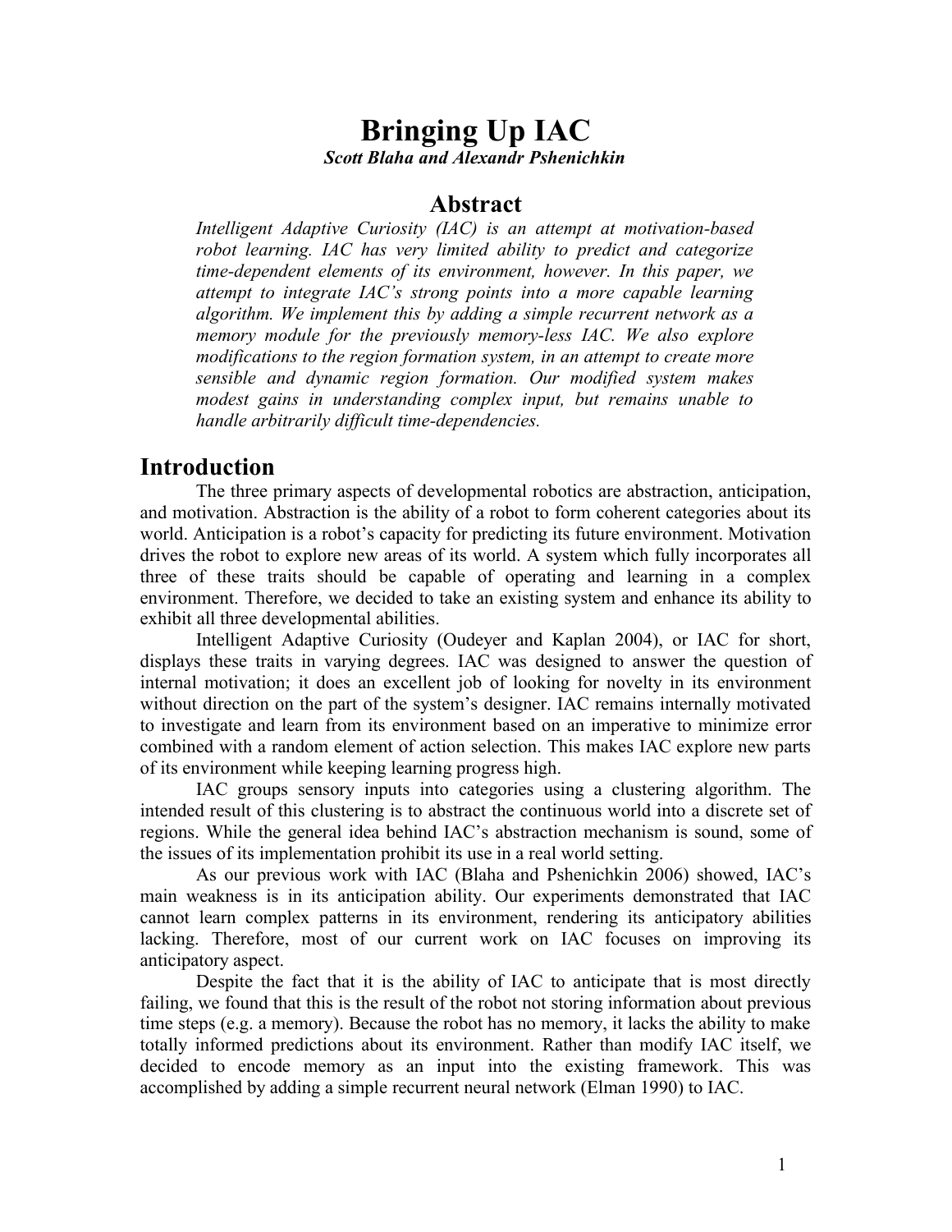# Bringing Up IAC

***Scott Blaha and Alexandr Pshenichkin***

## Abstract

*Intelligent Adaptive Curiosity (IAC) is an attempt at motivation-based robot learning. IAC has very limited ability to predict and categorize time-dependent elements of its environment, however. In this paper, we attempt to integrate IAC's strong points into a more capable learning algorithm. We implement this by adding a simple recurrent network as a memory module for the previously memory-less IAC. We also explore modifications to the region formation system, in an attempt to create more sensible and dynamic region formation. Our modified system makes modest gains in understanding complex input, but remains unable to handle arbitrarily difficult time-dependencies.*

## Introduction

The three primary aspects of developmental robotics are abstraction, anticipation, and motivation. Abstraction is the ability of a robot to form coherent categories about its world. Anticipation is a robot's capacity for predicting its future environment. Motivation drives the robot to explore new areas of its world. A system which fully incorporates all three of these traits should be capable of operating and learning in a complex environment. Therefore, we decided to take an existing system and enhance its ability to exhibit all three developmental abilities.

Intelligent Adaptive Curiosity (Oudeyer and Kaplan 2004), or IAC for short, displays these traits in varying degrees. IAC was designed to answer the question of internal motivation; it does an excellent job of looking for novelty in its environment without direction on the part of the system's designer. IAC remains internally motivated to investigate and learn from its environment based on an imperative to minimize error combined with a random element of action selection. This makes IAC explore new parts of its environment while keeping learning progress high.

IAC groups sensory inputs into categories using a clustering algorithm. The intended result of this clustering is to abstract the continuous world into a discrete set of regions. While the general idea behind IAC's abstraction mechanism is sound, some of the issues of its implementation prohibit its use in a real world setting.

As our previous work with IAC (Blaha and Pshenichkin 2006) showed, IAC's main weakness is in its anticipation ability. Our experiments demonstrated that IAC cannot learn complex patterns in its environment, rendering its anticipatory abilities lacking. Therefore, most of our current work on IAC focuses on improving its anticipatory aspect.

Despite the fact that it is the ability of IAC to anticipate that is most directly failing, we found that this is the result of the robot not storing information about previous time steps (e.g. a memory). Because the robot has no memory, it lacks the ability to make totally informed predictions about its environment. Rather than modify IAC itself, we decided to encode memory as an input into the existing framework. This was accomplished by adding a simple recurrent neural network (Elman 1990) to IAC.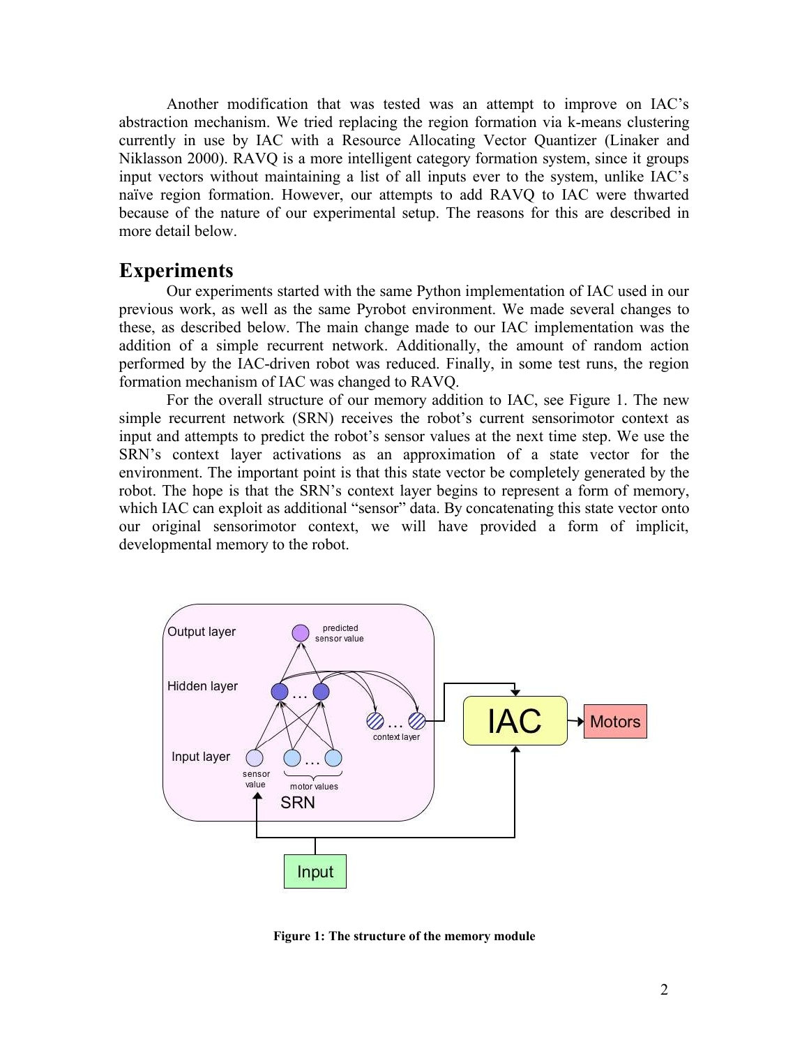Another modification that was tested was an attempt to improve on IAC's abstraction mechanism. We tried replacing the region formation via k-means clustering currently in use by IAC with a Resource Allocating Vector Quantizer (Linaker and Niklasson 2000). RAVQ is a more intelligent category formation system, since it groups input vectors without maintaining a list of all inputs ever to the system, unlike IAC's naïve region formation. However, our attempts to add RAVQ to IAC were thwarted because of the nature of our experimental setup. The reasons for this are described in more detail below.

## Experiments

Our experiments started with the same Python implementation of IAC used in our previous work, as well as the same Pyrobot environment. We made several changes to these, as described below. The main change made to our IAC implementation was the addition of a simple recurrent network. Additionally, the amount of random action performed by the IAC-driven robot was reduced. Finally, in some test runs, the region formation mechanism of IAC was changed to RAVQ.

For the overall structure of our memory addition to IAC, see Figure 1. The new simple recurrent network (SRN) receives the robot's current sensorimotor context as input and attempts to predict the robot's sensor values at the next time step. We use the SRN's context layer activations as an approximation of a state vector for the environment. The important point is that this state vector be completely generated by the robot. The hope is that the SRN's context layer begins to represent a form of memory, which IAC can exploit as additional "sensor" data. By concatenating this state vector onto our original sensorimotor context, we will have provided a form of implicit, developmental memory to the robot.

**Figure 1: The structure of the memory module**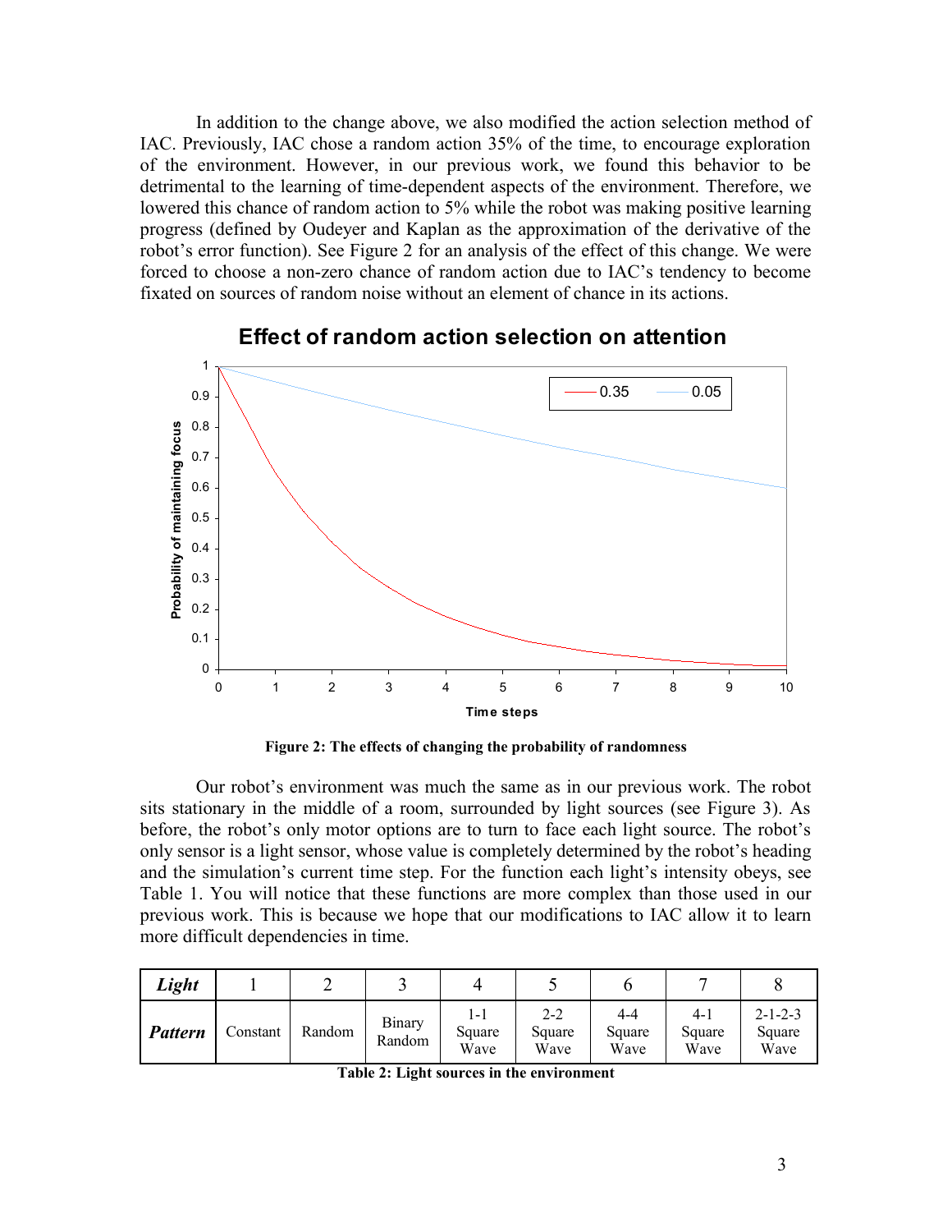In addition to the change above, we also modified the action selection method of IAC. Previously, IAC chose a random action 35% of the time, to encourage exploration of the environment. However, in our previous work, we found this behavior to be detrimental to the learning of time-dependent aspects of the environment. Therefore, we lowered this chance of random action to 5% while the robot was making positive learning progress (defined by Oudeyer and Kaplan as the approximation of the derivative of the robot's error function). See Figure 2 for an analysis of the effect of this change. We were forced to choose a non-zero chance of random action due to IAC's tendency to become fixated on sources of random noise without an element of chance in its actions.

**Figure 2: The effects of changing the probability of randomness**

Our robot's environment was much the same as in our previous work. The robot sits stationary in the middle of a room, surrounded by light sources (see Figure 3). As before, the robot's only motor options are to turn to face each light source. The robot's only sensor is a light sensor, whose value is completely determined by the robot's heading and the simulation's current time step. For the function each light's intensity obeys, see Table 1. You will notice that these functions are more complex than those used in our previous work. This is because we hope that our modifications to IAC allow it to learn more difficult dependencies in time.

| ***Light*** | 1 | 2 | 3 | 4 | 5 | 6 | 7 | 8 |
|---|---|---|---|---|---|---|---|---|
| ***Pattern*** | Constant | Random | Binary Random | 1-1 Square Wave | 2-2 Square Wave | 4-4 Square Wave | 4-1 Square Wave | 2-1-2-3 Square Wave |

**Table 2: Light sources in the environment**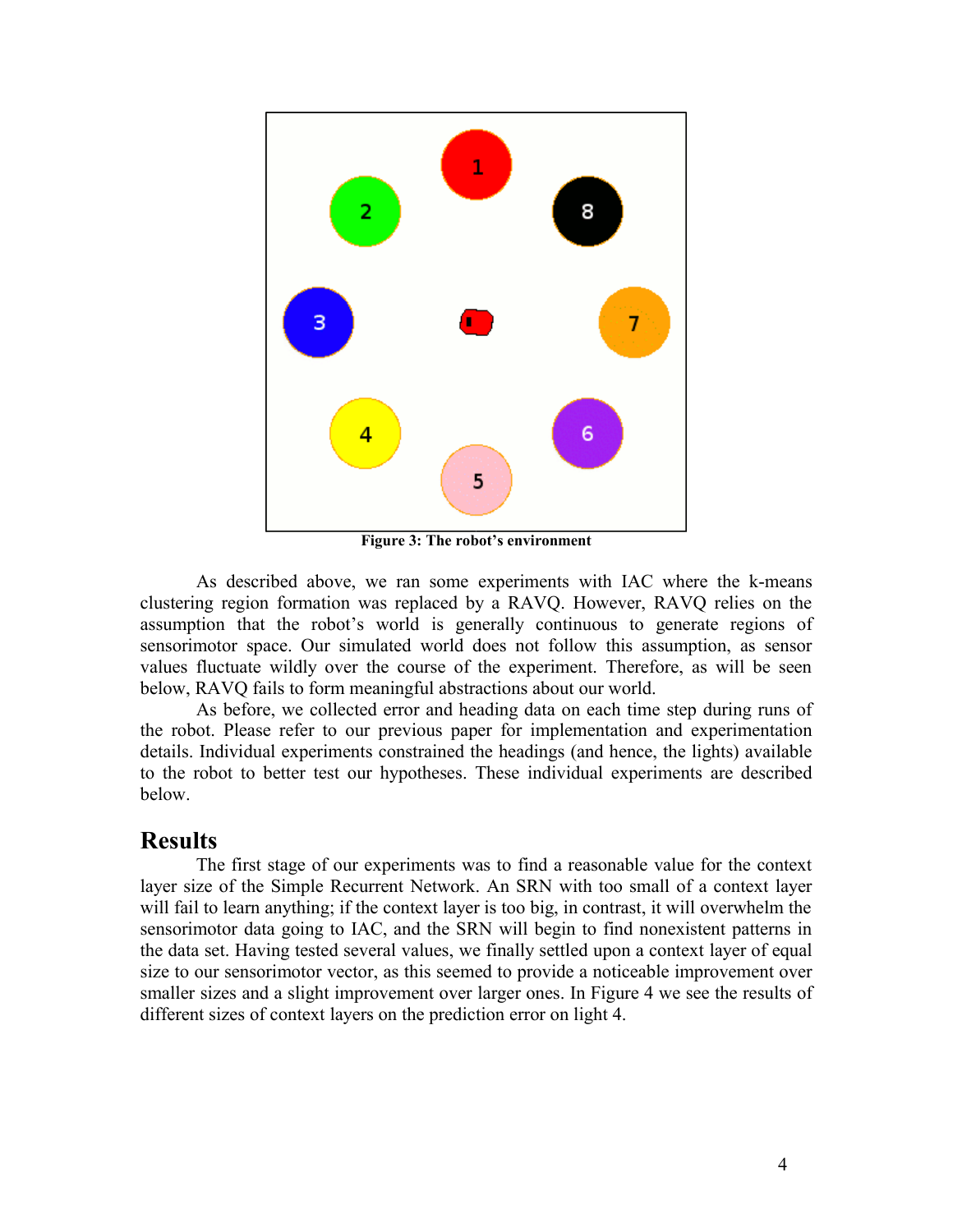Figure 3: The robot's environment

As described above, we ran some experiments with IAC where the k-means clustering region formation was replaced by a RAVQ. However, RAVQ relies on the assumption that the robot's world is generally continuous to generate regions of sensorimotor space. Our simulated world does not follow this assumption, as sensor values fluctuate wildly over the course of the experiment. Therefore, as will be seen below, RAVQ fails to form meaningful abstractions about our world.

As before, we collected error and heading data on each time step during runs of the robot. Please refer to our previous paper for implementation and experimentation details. Individual experiments constrained the headings (and hence, the lights) available to the robot to better test our hypotheses. These individual experiments are described below.

## Results

The first stage of our experiments was to find a reasonable value for the context layer size of the Simple Recurrent Network. An SRN with too small of a context layer will fail to learn anything; if the context layer is too big, in contrast, it will overwhelm the sensorimotor data going to IAC, and the SRN will begin to find nonexistent patterns in the data set. Having tested several values, we finally settled upon a context layer of equal size to our sensorimotor vector, as this seemed to provide a noticeable improvement over smaller sizes and a slight improvement over larger ones. In Figure 4 we see the results of different sizes of context layers on the prediction error on light 4.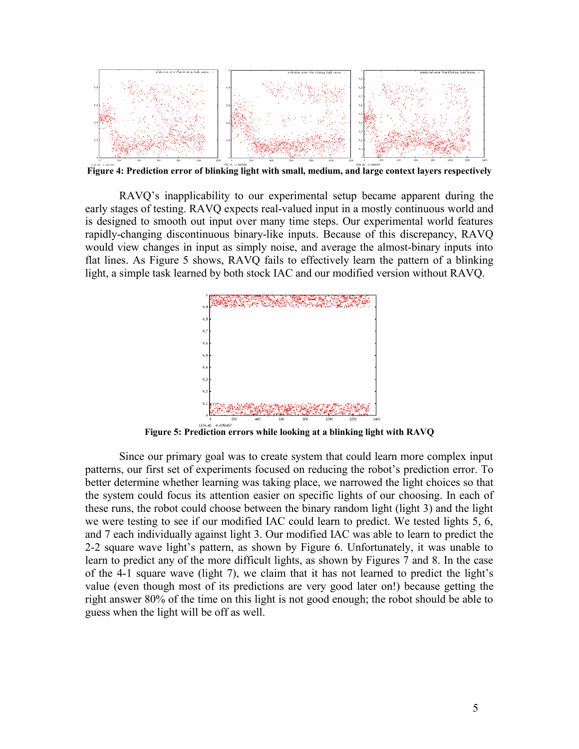**Figure 4: Prediction error of blinking light with small, medium, and large context layers respectively**

RAVQ's inapplicability to our experimental setup became apparent during the early stages of testing. RAVQ expects real-valued input in a mostly continuous world and is designed to smooth out input over many time steps. Our experimental world features rapidly-changing discontinuous binary-like inputs. Because of this discrepancy, RAVQ would view changes in input as simply noise, and average the almost-binary inputs into flat lines. As Figure 5 shows, RAVQ fails to effectively learn the pattern of a blinking light, a simple task learned by both stock IAC and our modified version without RAVQ.

**Figure 5: Prediction errors while looking at a blinking light with RAVQ**

Since our primary goal was to create system that could learn more complex input patterns, our first set of experiments focused on reducing the robot's prediction error. To better determine whether learning was taking place, we narrowed the light choices so that the system could focus its attention easier on specific lights of our choosing. In each of these runs, the robot could choose between the binary random light (light 3) and the light we were testing to see if our modified IAC could learn to predict. We tested lights 5, 6, and 7 each individually against light 3. Our modified IAC was able to learn to predict the 2-2 square wave light's pattern, as shown by Figure 6. Unfortunately, it was unable to learn to predict any of the more difficult lights, as shown by Figures 7 and 8. In the case of the 4-1 square wave (light 7), we claim that it has not learned to predict the light's value (even though most of its predictions are very good later on!) because getting the right answer 80% of the time on this light is not good enough; the robot should be able to guess when the light will be off as well.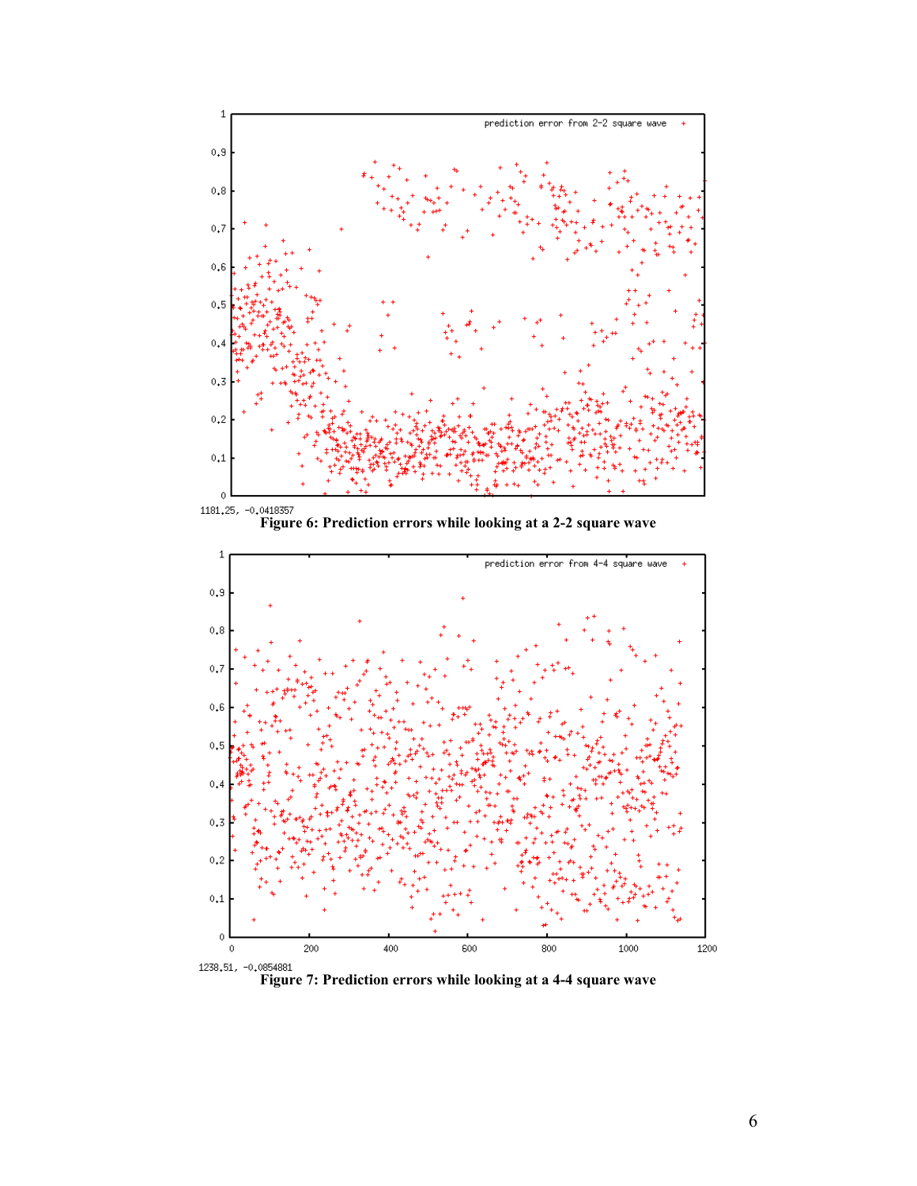Figure 6: Prediction errors while looking at a 2-2 square wave

Figure 7: Prediction errors while looking at a 4-4 square wave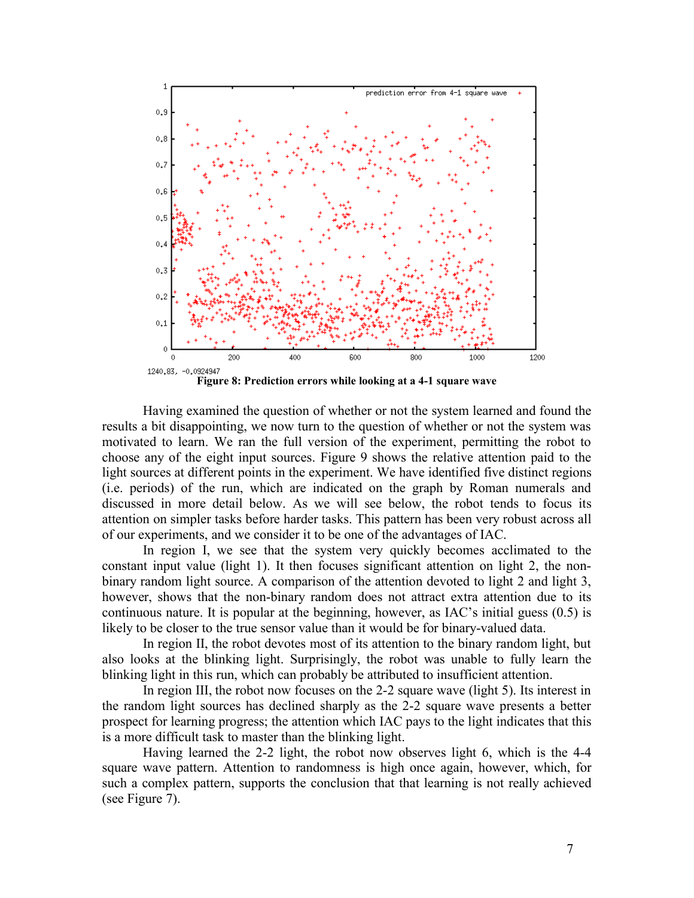**Figure 8: Prediction errors while looking at a 4-1 square wave**

Having examined the question of whether or not the system learned and found the results a bit disappointing, we now turn to the question of whether or not the system was motivated to learn. We ran the full version of the experiment, permitting the robot to choose any of the eight input sources. Figure 9 shows the relative attention paid to the light sources at different points in the experiment. We have identified five distinct regions (i.e. periods) of the run, which are indicated on the graph by Roman numerals and discussed in more detail below. As we will see below, the robot tends to focus its attention on simpler tasks before harder tasks. This pattern has been very robust across all of our experiments, and we consider it to be one of the advantages of IAC.

In region I, we see that the system very quickly becomes acclimated to the constant input value (light 1). It then focuses significant attention on light 2, the non-binary random light source. A comparison of the attention devoted to light 2 and light 3, however, shows that the non-binary random does not attract extra attention due to its continuous nature. It is popular at the beginning, however, as IAC's initial guess (0.5) is likely to be closer to the true sensor value than it would be for binary-valued data.

In region II, the robot devotes most of its attention to the binary random light, but also looks at the blinking light. Surprisingly, the robot was unable to fully learn the blinking light in this run, which can probably be attributed to insufficient attention.

In region III, the robot now focuses on the 2-2 square wave (light 5). Its interest in the random light sources has declined sharply as the 2-2 square wave presents a better prospect for learning progress; the attention which IAC pays to the light indicates that this is a more difficult task to master than the blinking light.

Having learned the 2-2 light, the robot now observes light 6, which is the 4-4 square wave pattern. Attention to randomness is high once again, however, which, for such a complex pattern, supports the conclusion that that learning is not really achieved (see Figure 7).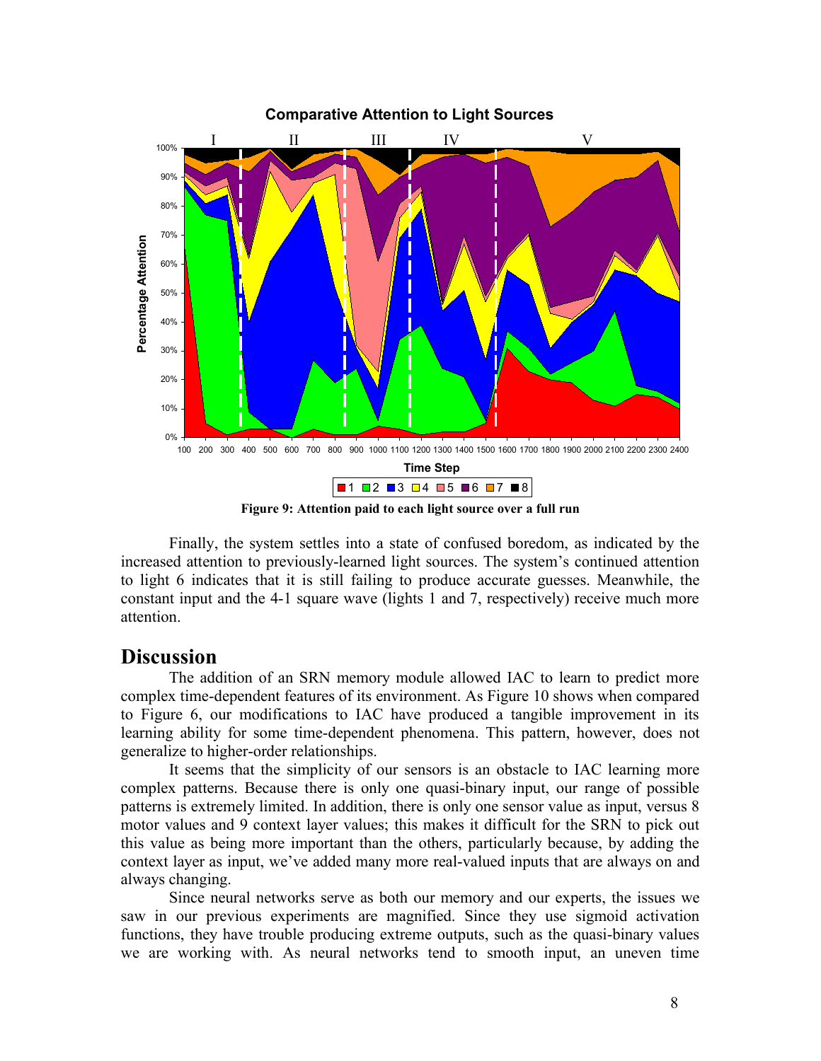**Figure 9: Attention paid to each light source over a full run**

Finally, the system settles into a state of confused boredom, as indicated by the increased attention to previously-learned light sources. The system's continued attention to light 6 indicates that it is still failing to produce accurate guesses. Meanwhile, the constant input and the 4-1 square wave (lights 1 and 7, respectively) receive much more attention.

## Discussion

The addition of an SRN memory module allowed IAC to learn to predict more complex time-dependent features of its environment. As Figure 10 shows when compared to Figure 6, our modifications to IAC have produced a tangible improvement in its learning ability for some time-dependent phenomena. This pattern, however, does not generalize to higher-order relationships.

It seems that the simplicity of our sensors is an obstacle to IAC learning more complex patterns. Because there is only one quasi-binary input, our range of possible patterns is extremely limited. In addition, there is only one sensor value as input, versus 8 motor values and 9 context layer values; this makes it difficult for the SRN to pick out this value as being more important than the others, particularly because, by adding the context layer as input, we've added many more real-valued inputs that are always on and always changing.

Since neural networks serve as both our memory and our experts, the issues we saw in our previous experiments are magnified. Since they use sigmoid activation functions, they have trouble producing extreme outputs, such as the quasi-binary values we are working with. As neural networks tend to smooth input, an uneven time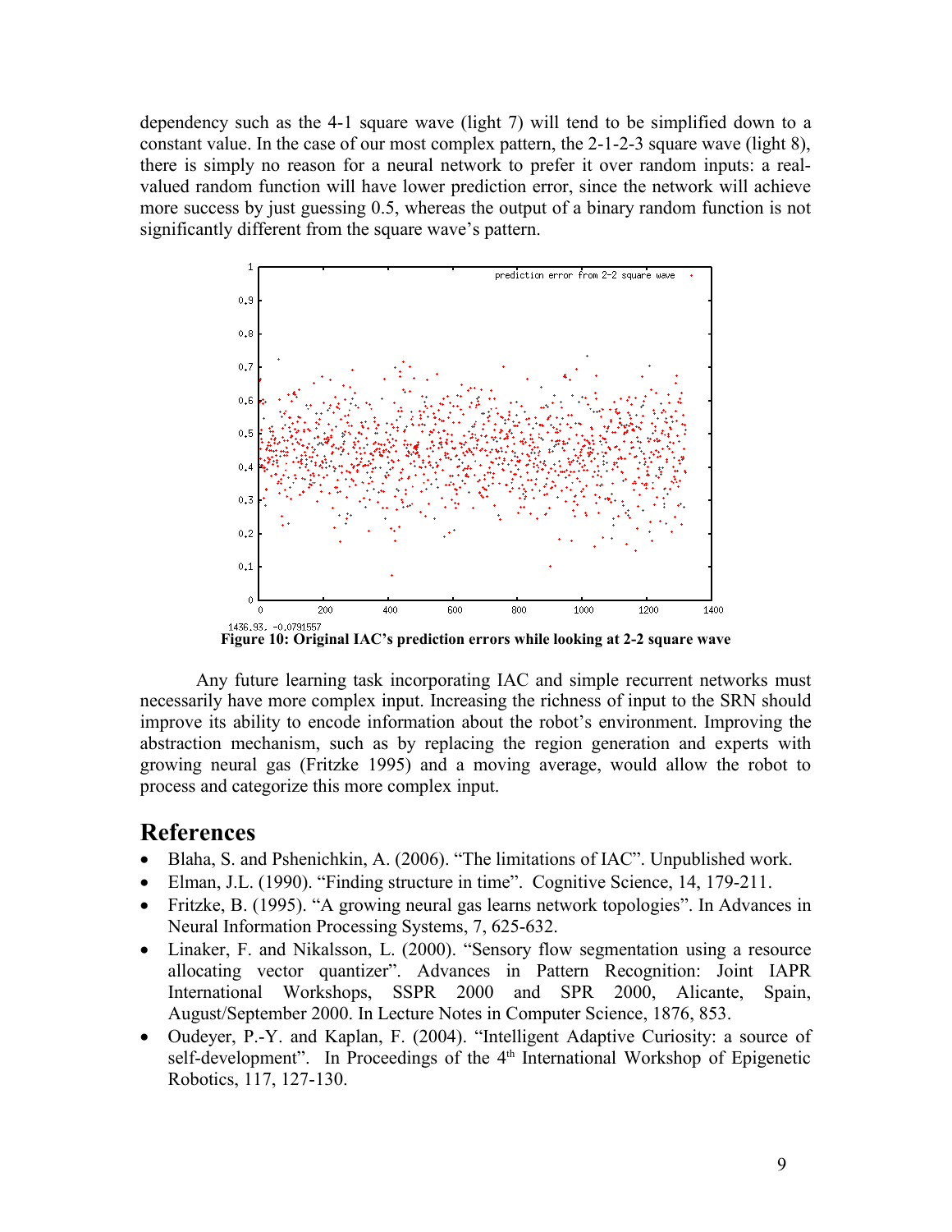dependency such as the 4-1 square wave (light 7) will tend to be simplified down to a constant value. In the case of our most complex pattern, the 2-1-2-3 square wave (light 8), there is simply no reason for a neural network to prefer it over random inputs: a real-valued random function will have lower prediction error, since the network will achieve more success by just guessing 0.5, whereas the output of a binary random function is not significantly different from the square wave's pattern.

**Figure 10: Original IAC's prediction errors while looking at 2-2 square wave**

Any future learning task incorporating IAC and simple recurrent networks must necessarily have more complex input. Increasing the richness of input to the SRN should improve its ability to encode information about the robot's environment. Improving the abstraction mechanism, such as by replacing the region generation and experts with growing neural gas (Fritzke 1995) and a moving average, would allow the robot to process and categorize this more complex input.

## References

- Blaha, S. and Pshenichkin, A. (2006). "The limitations of IAC". Unpublished work.
- Elman, J.L. (1990). "Finding structure in time". Cognitive Science, 14, 179-211.
- Fritzke, B. (1995). "A growing neural gas learns network topologies". In Advances in Neural Information Processing Systems, 7, 625-632.
- Linaker, F. and Nikalsson, L. (2000). "Sensory flow segmentation using a resource allocating vector quantizer". Advances in Pattern Recognition: Joint IAPR International Workshops, SSPR 2000 and SPR 2000, Alicante, Spain, August/September 2000. In Lecture Notes in Computer Science, 1876, 853.
- Oudeyer, P.-Y. and Kaplan, F. (2004). "Intelligent Adaptive Curiosity: a source of self-development". In Proceedings of the 4th International Workshop of Epigenetic Robotics, 117, 127-130.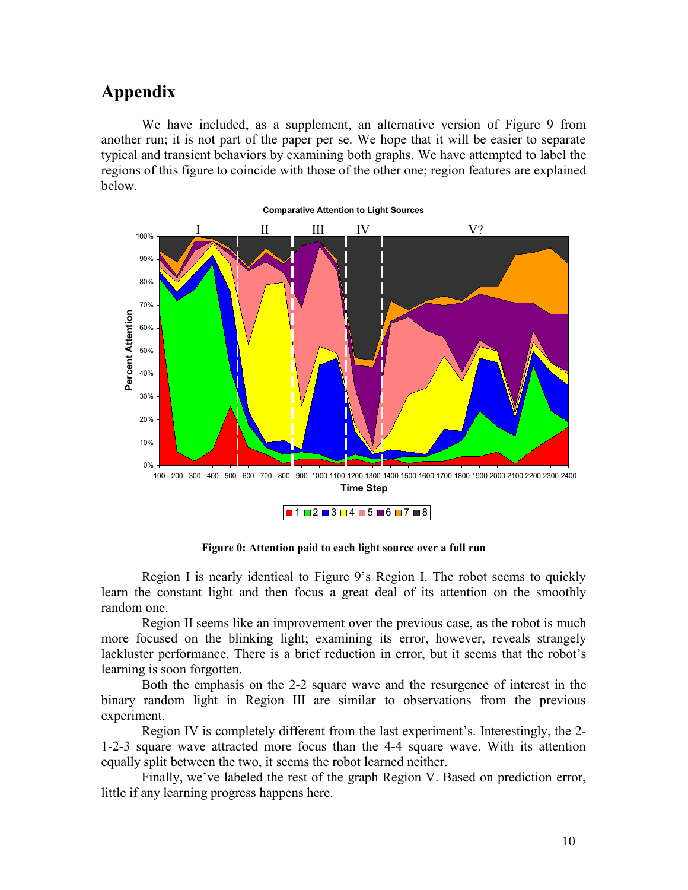## Appendix

We have included, as a supplement, an alternative version of Figure 9 from another run; it is not part of the paper per se. We hope that it will be easier to separate typical and transient behaviors by examining both graphs. We have attempted to label the regions of this figure to coincide with those of the other one; region features are explained below.

Comparative Attention to Light Sources

I II III IV V?

100%
90%
80%
70%
60%
50%
40%
30%
20%
10%
0%

Percent Attention

100 200 300 400 500 600 700 800 900 1000 1100 1200 1300 1400 1500 1600 1700 1800 1900 2000 2100 2200 2300 2400

Time Step

1 2 3 4 5 6 7 8

**Figure 0: Attention paid to each light source over a full run**

Region I is nearly identical to Figure 9's Region I. The robot seems to quickly learn the constant light and then focus a great deal of its attention on the smoothly random one.

Region II seems like an improvement over the previous case, as the robot is much more focused on the blinking light; examining its error, however, reveals strangely lackluster performance. There is a brief reduction in error, but it seems that the robot's learning is soon forgotten.

Both the emphasis on the 2-2 square wave and the resurgence of interest in the binary random light in Region III are similar to observations from the previous experiment.

Region IV is completely different from the last experiment's. Interestingly, the 2-1-2-3 square wave attracted more focus than the 4-4 square wave. With its attention equally split between the two, it seems the robot learned neither.

Finally, we've labeled the rest of the graph Region V. Based on prediction error, little if any learning progress happens here.